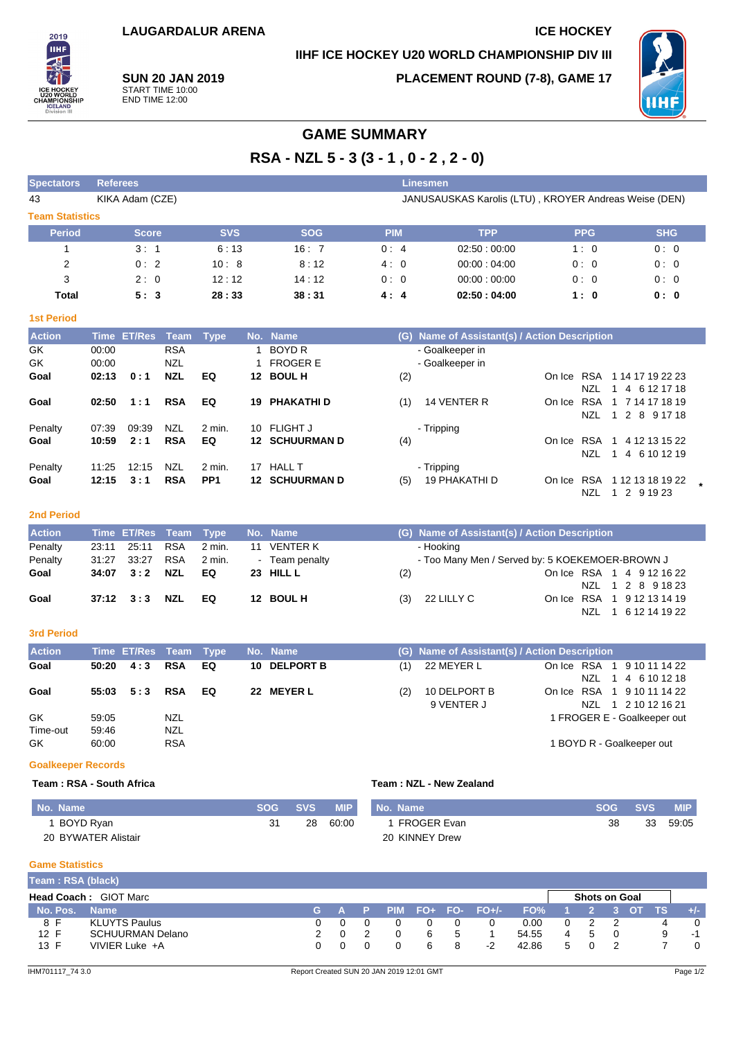LAUGARDALUR ARENA

ICE HOCKEY

IIHF ICE HOCKEY U20 WORLD CHAMPIONSHIP DIV III

**SUN 20 JAN 2019**
START TIME 10:00
END TIME 12:00

PLACEMENT ROUND (7-8), GAME 17

# GAME SUMMARY

## RSA - NZL 5 - 3 (3 - 1 , 0 - 2 , 2 - 0)

| Spectators | Referees | Linesmen |
|---|---|---|
| 43 | KIKA Adam (CZE) | JANUSAUSKAS Karolis (LTU) , KROYER Andreas Weise (DEN) |

### Team Statistics

| Period | Score | SVS | SOG | PIM | TPP | PPG | SHG |
|---|---|---|---|---|---|---|---|
| 1 | 3 : 1 | 6 : 13 | 16 : 7 | 0 : 4 | 02:50 : 00:00 | 1 : 0 | 0 : 0 |
| 2 | 0 : 2 | 10 : 8 | 8 : 12 | 4 : 0 | 00:00 : 04:00 | 0 : 0 | 0 : 0 |
| 3 | 2 : 0 | 12 : 12 | 14 : 12 | 0 : 0 | 00:00 : 00:00 | 0 : 0 | 0 : 0 |
| **Total** | **5 : 3** | **28 : 33** | **38 : 31** | **4 : 4** | **02:50 : 04:00** | **1 : 0** | **0 : 0** |

### 1st Period

| Action | Time | ET/Res | Team | Type | No. | Name | (G) | Name of Assistant(s) / Action Description | On Ice |
|---|---|---|---|---|---|---|---|---|---|
| GK | 00:00 | | RSA | | 1 | BOYD R | | - Goalkeeper in | |
| GK | 00:00 | | NZL | | 1 | FROGER E | | - Goalkeeper in | |
| **Goal** | **02:13** | **0 : 1** | **NZL** | **EQ** | **12** | **BOUL H** | (2) | | RSA 1 14 17 19 22 23 / NZL 1 4 6 12 17 18 |
| **Goal** | **02:50** | **1 : 1** | **RSA** | **EQ** | **19** | **PHAKATHI D** | (1) | 14 VENTER R | RSA 1 7 14 17 18 19 / NZL 1 2 8 9 17 18 |
| Penalty | 07:39 | 09:39 | NZL | 2 min. | 10 | FLIGHT J | | - Tripping | |
| **Goal** | **10:59** | **2 : 1** | **RSA** | **EQ** | **12** | **SCHUURMAN D** | (4) | | RSA 1 4 12 13 15 22 / NZL 1 4 6 10 12 19 |
| Penalty | 11:25 | 12:15 | NZL | 2 min. | 17 | HALL T | | - Tripping | |
| **Goal** | **12:15** | **3 : 1** | **RSA** | **PP1** | **12** | **SCHUURMAN D** | (5) | 19 PHAKATHI D | RSA 1 12 13 18 19 22 * / NZL 1 2 9 19 23 |

### 2nd Period

| Action | Time | ET/Res | Team | Type | No. | Name | (G) | Name of Assistant(s) / Action Description | On Ice |
|---|---|---|---|---|---|---|---|---|---|
| Penalty | 23:11 | 25:11 | RSA | 2 min. | 11 | VENTER K | | - Hooking | |
| Penalty | 31:27 | 33:27 | RSA | 2 min. | - | Team penalty | | - Too Many Men / Served by: 5 KOEKEMOER-BROWN J | |
| **Goal** | **34:07** | **3 : 2** | **NZL** | **EQ** | **23** | **HILL L** | (2) | | RSA 1 4 9 12 16 22 / NZL 1 2 8 9 18 23 |
| **Goal** | **37:12** | **3 : 3** | **NZL** | **EQ** | **12** | **BOUL H** | (3) | 22 LILLY C | RSA 1 9 12 13 14 19 / NZL 1 6 12 14 19 22 |

### 3rd Period

| Action | Time | ET/Res | Team | Type | No. | Name | (G) | Name of Assistant(s) / Action Description | On Ice |
|---|---|---|---|---|---|---|---|---|---|
| **Goal** | **50:20** | **4 : 3** | **RSA** | **EQ** | **10** | **DELPORT B** | (1) | 22 MEYER L | RSA 1 9 10 11 14 22 / NZL 1 4 6 10 12 18 |
| **Goal** | **55:03** | **5 : 3** | **RSA** | **EQ** | **22** | **MEYER L** | (2) | 10 DELPORT B, 9 VENTER J | RSA 1 9 10 11 14 22 / NZL 1 2 10 12 16 21 |
| GK | 59:05 | | NZL | | | | | 1 FROGER E - Goalkeeper out | |
| Time-out | 59:46 | | NZL | | | | | | |
| GK | 60:00 | | RSA | | | | | 1 BOYD R - Goalkeeper out | |

### Goalkeeper Records

**Team : RSA - South Africa**

| No. Name | SOG | SVS | MIP |
|---|---|---|---|
| 1 BOYD Ryan | 31 | 28 | 60:00 |
| 20 BYWATER Alistair | | | |

**Team : NZL - New Zealand**

| No. Name | SOG | SVS | MIP |
|---|---|---|---|
| 1 FROGER Evan | 38 | 33 | 59:05 |
| 20 KINNEY Drew | | | |

### Game Statistics

**Team : RSA (black)**

**Head Coach :** GIOT Marc

| No. | Pos. | Name | G | A | P | PIM | FO+ | FO- | FO+/- | FO% | SOG 1 | SOG 2 | SOG 3 | SOG OT | SOG TS | +/- |
|---|---|---|---|---|---|---|---|---|---|---|---|---|---|---|---|---|
| 8 | F | KLUYTS Paulus | 0 | 0 | 0 | 0 | 0 | 0 | 0 | 0.00 | 0 | 2 | 2 | | 4 | 0 |
| 12 | F | SCHUURMAN Delano | 2 | 0 | 2 | 0 | 6 | 5 | 1 | 54.55 | 4 | 5 | 0 | | 9 | -1 |
| 13 | F | VIVIER Luke +A | 0 | 0 | 0 | 0 | 6 | 8 | -2 | 42.86 | 5 | 0 | 2 | | 7 | 0 |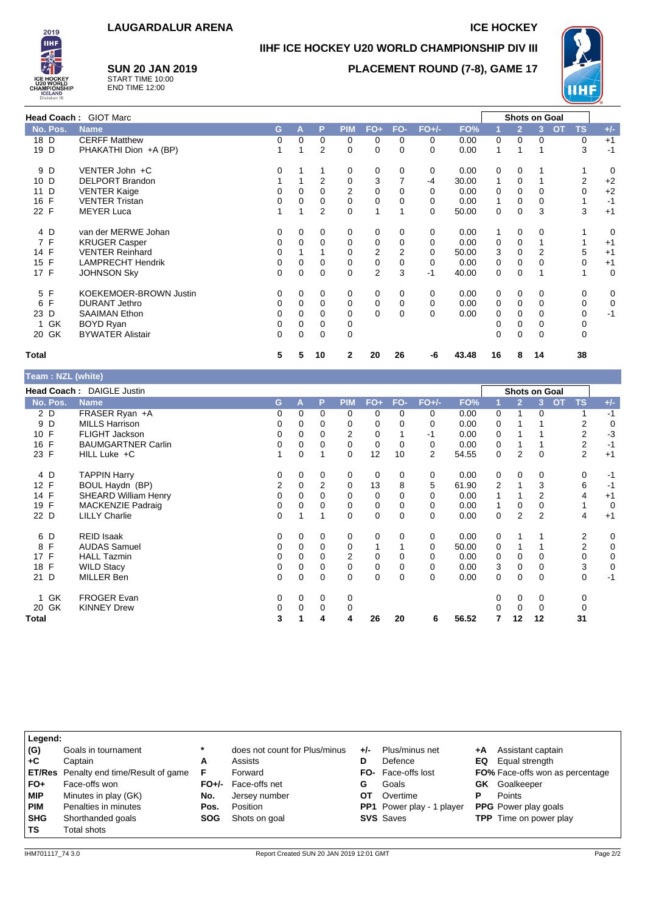# LAUGARDALUR ARENA

# ICE HOCKEY

## IIHF ICE HOCKEY U20 WORLD CHAMPIONSHIP DIV III

**SUN 20 JAN 2019**
START TIME 10:00
END TIME 12:00

## PLACEMENT ROUND (7-8), GAME 17

**Head Coach :** GIOT Marc

| No. | Pos. | Name | G | A | P | PIM | FO+ | FO- | FO+/- | FO% | Shots on Goal 1 | 2 | 3 | OT | TS | +/- |
|---|---|---|---|---|---|---|---|---|---|---|---|---|---|---|---|---|
| 18 | D | CERFF Matthew | 0 | 0 | 0 | 0 | 0 | 0 | 0 | 0.00 | 0 | 0 | 0 | | 0 | +1 |
| 19 | D | PHAKATHI Dion +A (BP) | 1 | 1 | 2 | 0 | 0 | 0 | 0 | 0.00 | 1 | 1 | 1 | | 3 | -1 |
| 9 | D | VENTER John +C | 0 | 1 | 1 | 0 | 0 | 0 | 0 | 0.00 | 0 | 0 | 1 | | 1 | 0 |
| 10 | D | DELPORT Brandon | 1 | 1 | 2 | 0 | 3 | 7 | -4 | 30.00 | 1 | 0 | 1 | | 2 | +2 |
| 11 | D | VENTER Kaige | 0 | 0 | 0 | 2 | 0 | 0 | 0 | 0.00 | 0 | 0 | 0 | | 0 | +2 |
| 16 | F | VENTER Tristan | 0 | 0 | 0 | 0 | 0 | 0 | 0 | 0.00 | 1 | 0 | 0 | | 1 | -1 |
| 22 | F | MEYER Luca | 1 | 1 | 2 | 0 | 1 | 1 | 0 | 50.00 | 0 | 0 | 3 | | 3 | +1 |
| 4 | D | van der MERWE Johan | 0 | 0 | 0 | 0 | 0 | 0 | 0 | 0.00 | 1 | 0 | 0 | | 1 | 0 |
| 7 | F | KRUGER Casper | 0 | 0 | 0 | 0 | 0 | 0 | 0 | 0.00 | 0 | 0 | 1 | | 1 | +1 |
| 14 | F | VENTER Reinhard | 0 | 1 | 1 | 0 | 2 | 2 | 0 | 50.00 | 3 | 0 | 2 | | 5 | +1 |
| 15 | F | LAMPRECHT Hendrik | 0 | 0 | 0 | 0 | 0 | 0 | 0 | 0.00 | 0 | 0 | 0 | | 0 | +1 |
| 17 | F | JOHNSON Sky | 0 | 0 | 0 | 0 | 2 | 3 | -1 | 40.00 | 0 | 0 | 1 | | 1 | 0 |
| 5 | F | KOEKEMOER-BROWN Justin | 0 | 0 | 0 | 0 | 0 | 0 | 0 | 0.00 | 0 | 0 | 0 | | 0 | 0 |
| 6 | F | DURANT Jethro | 0 | 0 | 0 | 0 | 0 | 0 | 0 | 0.00 | 0 | 0 | 0 | | 0 | 0 |
| 23 | D | SAAIMAN Ethon | 0 | 0 | 0 | 0 | 0 | 0 | 0 | 0.00 | 0 | 0 | 0 | | 0 | -1 |
| 1 | GK | BOYD Ryan | 0 | 0 | 0 | 0 | | | | | 0 | 0 | 0 | | 0 | |
| 20 | GK | BYWATER Alistair | 0 | 0 | 0 | 0 | | | | | 0 | 0 | 0 | | 0 | |
| **Total** | | | **5** | **5** | **10** | **2** | **20** | **26** | **-6** | **43.48** | **16** | **8** | **14** | | **38** | |

**Team : NZL (white)**

**Head Coach :** DAIGLE Justin

| No. | Pos. | Name | G | A | P | PIM | FO+ | FO- | FO+/- | FO% | Shots on Goal 1 | 2 | 3 | OT | TS | +/- |
|---|---|---|---|---|---|---|---|---|---|---|---|---|---|---|---|---|
| 2 | D | FRASER Ryan +A | 0 | 0 | 0 | 0 | 0 | 0 | 0 | 0.00 | 0 | 1 | 0 | | 1 | -1 |
| 9 | D | MILLS Harrison | 0 | 0 | 0 | 0 | 0 | 0 | 0 | 0.00 | 0 | 1 | 1 | | 2 | 0 |
| 10 | F | FLIGHT Jackson | 0 | 0 | 0 | 2 | 0 | 1 | -1 | 0.00 | 0 | 1 | 1 | | 2 | -3 |
| 16 | F | BAUMGARTNER Carlin | 0 | 0 | 0 | 0 | 0 | 0 | 0 | 0.00 | 0 | 1 | 1 | | 2 | -1 |
| 23 | F | HILL Luke +C | 1 | 0 | 1 | 0 | 12 | 10 | 2 | 54.55 | 0 | 2 | 0 | | 2 | +1 |
| 4 | D | TAPPIN Harry | 0 | 0 | 0 | 0 | 0 | 0 | 0 | 0.00 | 0 | 0 | 0 | | 0 | -1 |
| 12 | F | BOUL Haydn (BP) | 2 | 0 | 2 | 0 | 13 | 8 | 5 | 61.90 | 2 | 1 | 3 | | 6 | -1 |
| 14 | F | SHEARD William Henry | 0 | 0 | 0 | 0 | 0 | 0 | 0 | 0.00 | 1 | 1 | 2 | | 4 | +1 |
| 19 | F | MACKENZIE Padraig | 0 | 0 | 0 | 0 | 0 | 0 | 0 | 0.00 | 1 | 0 | 0 | | 1 | 0 |
| 22 | D | LILLY Charlie | 0 | 1 | 1 | 0 | 0 | 0 | 0 | 0.00 | 0 | 2 | 2 | | 4 | +1 |
| 6 | D | REID Isaak | 0 | 0 | 0 | 0 | 0 | 0 | 0 | 0.00 | 0 | 1 | 1 | | 2 | 0 |
| 8 | F | AUDAS Samuel | 0 | 0 | 0 | 0 | 1 | 1 | 0 | 50.00 | 0 | 1 | 1 | | 2 | 0 |
| 17 | F | HALL Tazmin | 0 | 0 | 0 | 2 | 0 | 0 | 0 | 0.00 | 0 | 0 | 0 | | 0 | 0 |
| 18 | F | WILD Stacy | 0 | 0 | 0 | 0 | 0 | 0 | 0 | 0.00 | 3 | 0 | 0 | | 3 | 0 |
| 21 | D | MILLER Ben | 0 | 0 | 0 | 0 | 0 | 0 | 0 | 0.00 | 0 | 0 | 0 | | 0 | -1 |
| 1 | GK | FROGER Evan | 0 | 0 | 0 | 0 | | | | | 0 | 0 | 0 | | 0 | |
| 20 | GK | KINNEY Drew | 0 | 0 | 0 | 0 | | | | | 0 | 0 | 0 | | 0 | |
| **Total** | | | **3** | **1** | **4** | **4** | **26** | **20** | **6** | **56.52** | **7** | **12** | **12** | | **31** | |

**Legend:**

| | | | | | | | |
|---|---|---|---|---|---|---|---|
| (G) | Goals in tournament | * | does not count for Plus/minus | +/- | Plus/minus net | +A | Assistant captain |
| +C | Captain | A | Assists | D | Defence | EQ | Equal strength |
| ET/Res | Penalty end time/Result of game | F | Forward | FO- | Face-offs lost | FO% | Face-offs won as percentage |
| FO+ | Face-offs won | FO+/- | Face-offs net | G | Goals | GK | Goalkeeper |
| MIP | Minutes in play (GK) | No. | Jersey number | OT | Overtime | P | Points |
| PIM | Penalties in minutes | Pos. | Position | PP1 | Power play - 1 player | PPG | Power play goals |
| SHG | Shorthanded goals | SOG | Shots on goal | SVS | Saves | TPP | Time on power play |
| TS | Total shots | | | | | | |

IHM701117_74 3.0 Report Created SUN 20 JAN 2019 12:01 GMT